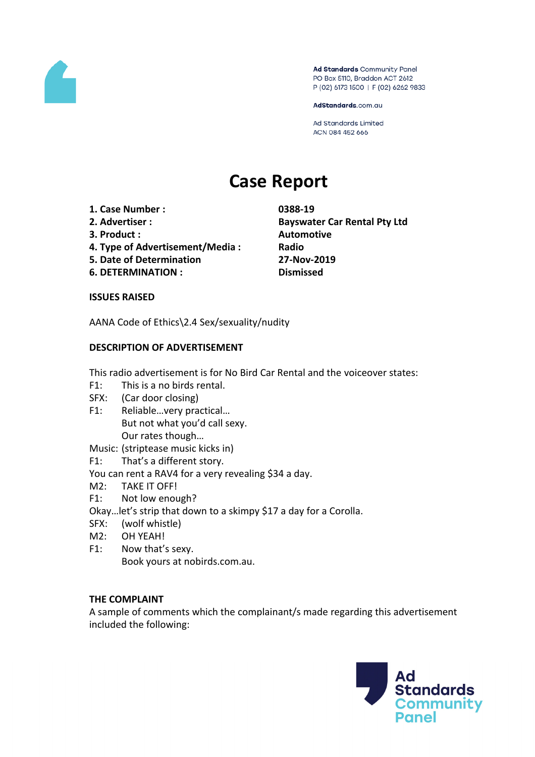Ad Standards Community Panel
PO Box 5110, Braddon ACT 2612
P (02) 6173 1500 | F (02) 6262 9833

AdStandards.com.au

Ad Standards Limited
ACN 084 452 666

# Case Report

| | |
|---|---|
| **1. Case Number :** | **0388-19** |
| **2. Advertiser :** | **Bayswater Car Rental Pty Ltd** |
| **3. Product :** | **Automotive** |
| **4. Type of Advertisement/Media :** | **Radio** |
| **5. Date of Determination** | **27-Nov-2019** |
| **6. DETERMINATION :** | **Dismissed** |

**ISSUES RAISED**

AANA Code of Ethics\2.4 Sex/sexuality/nudity

**DESCRIPTION OF ADVERTISEMENT**

This radio advertisement is for No Bird Car Rental and the voiceover states:

F1: This is a no birds rental.
SFX: (Car door closing)
F1: Reliable…very practical…
But not what you'd call sexy.
Our rates though…
Music: (striptease music kicks in)
F1: That's a different story.
You can rent a RAV4 for a very revealing $34 a day.
M2: TAKE IT OFF!
F1: Not low enough?
Okay…let's strip that down to a skimpy $17 a day for a Corolla.
SFX: (wolf whistle)
M2: OH YEAH!
F1: Now that's sexy.
Book yours at nobirds.com.au.

**THE COMPLAINT**

A sample of comments which the complainant/s made regarding this advertisement included the following: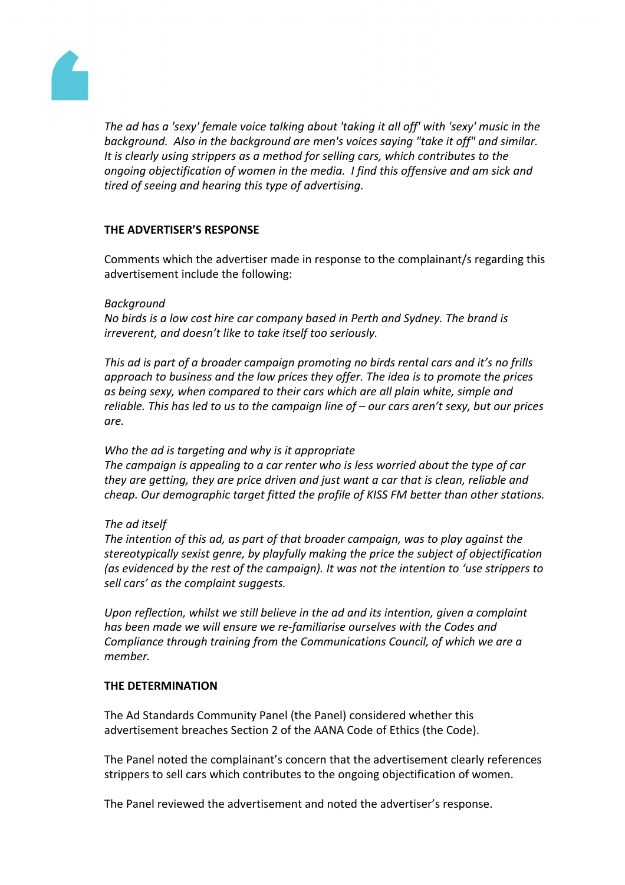*The ad has a 'sexy' female voice talking about 'taking it all off' with 'sexy' music in the background. Also in the background are men's voices saying "take it off" and similar. It is clearly using strippers as a method for selling cars, which contributes to the ongoing objectification of women in the media. I find this offensive and am sick and tired of seeing and hearing this type of advertising.*

**THE ADVERTISER'S RESPONSE**

Comments which the advertiser made in response to the complainant/s regarding this advertisement include the following:

*Background*
*No birds is a low cost hire car company based in Perth and Sydney. The brand is irreverent, and doesn't like to take itself too seriously.*

*This ad is part of a broader campaign promoting no birds rental cars and it's no frills approach to business and the low prices they offer. The idea is to promote the prices as being sexy, when compared to their cars which are all plain white, simple and reliable. This has led to us to the campaign line of – our cars aren't sexy, but our prices are.*

*Who the ad is targeting and why is it appropriate*
*The campaign is appealing to a car renter who is less worried about the type of car they are getting, they are price driven and just want a car that is clean, reliable and cheap. Our demographic target fitted the profile of KISS FM better than other stations.*

*The ad itself*
*The intention of this ad, as part of that broader campaign, was to play against the stereotypically sexist genre, by playfully making the price the subject of objectification (as evidenced by the rest of the campaign). It was not the intention to 'use strippers to sell cars' as the complaint suggests.*

*Upon reflection, whilst we still believe in the ad and its intention, given a complaint has been made we will ensure we re-familiarise ourselves with the Codes and Compliance through training from the Communications Council, of which we are a member.*

**THE DETERMINATION**

The Ad Standards Community Panel (the Panel) considered whether this advertisement breaches Section 2 of the AANA Code of Ethics (the Code).

The Panel noted the complainant's concern that the advertisement clearly references strippers to sell cars which contributes to the ongoing objectification of women.

The Panel reviewed the advertisement and noted the advertiser's response.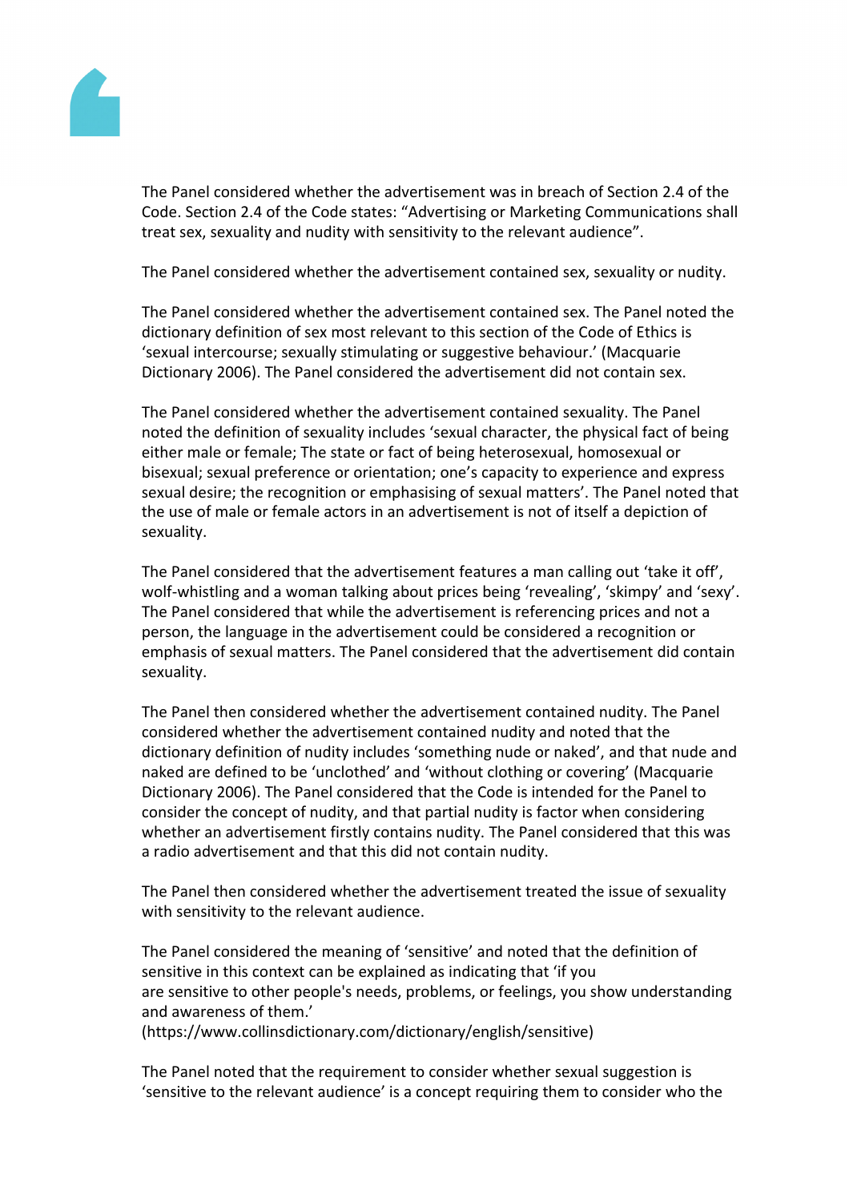The Panel considered whether the advertisement was in breach of Section 2.4 of the Code. Section 2.4 of the Code states: "Advertising or Marketing Communications shall treat sex, sexuality and nudity with sensitivity to the relevant audience".

The Panel considered whether the advertisement contained sex, sexuality or nudity.

The Panel considered whether the advertisement contained sex. The Panel noted the dictionary definition of sex most relevant to this section of the Code of Ethics is 'sexual intercourse; sexually stimulating or suggestive behaviour.' (Macquarie Dictionary 2006). The Panel considered the advertisement did not contain sex.

The Panel considered whether the advertisement contained sexuality. The Panel noted the definition of sexuality includes 'sexual character, the physical fact of being either male or female; The state or fact of being heterosexual, homosexual or bisexual; sexual preference or orientation; one's capacity to experience and express sexual desire; the recognition or emphasising of sexual matters'. The Panel noted that the use of male or female actors in an advertisement is not of itself a depiction of sexuality.

The Panel considered that the advertisement features a man calling out 'take it off', wolf-whistling and a woman talking about prices being 'revealing', 'skimpy' and 'sexy'. The Panel considered that while the advertisement is referencing prices and not a person, the language in the advertisement could be considered a recognition or emphasis of sexual matters. The Panel considered that the advertisement did contain sexuality.

The Panel then considered whether the advertisement contained nudity. The Panel considered whether the advertisement contained nudity and noted that the dictionary definition of nudity includes 'something nude or naked', and that nude and naked are defined to be 'unclothed' and 'without clothing or covering' (Macquarie Dictionary 2006). The Panel considered that the Code is intended for the Panel to consider the concept of nudity, and that partial nudity is factor when considering whether an advertisement firstly contains nudity. The Panel considered that this was a radio advertisement and that this did not contain nudity.

The Panel then considered whether the advertisement treated the issue of sexuality with sensitivity to the relevant audience.

The Panel considered the meaning of 'sensitive' and noted that the definition of sensitive in this context can be explained as indicating that 'if you are sensitive to other people's needs, problems, or feelings, you show understanding and awareness of them.'
(https://www.collinsdictionary.com/dictionary/english/sensitive)

The Panel noted that the requirement to consider whether sexual suggestion is 'sensitive to the relevant audience' is a concept requiring them to consider who the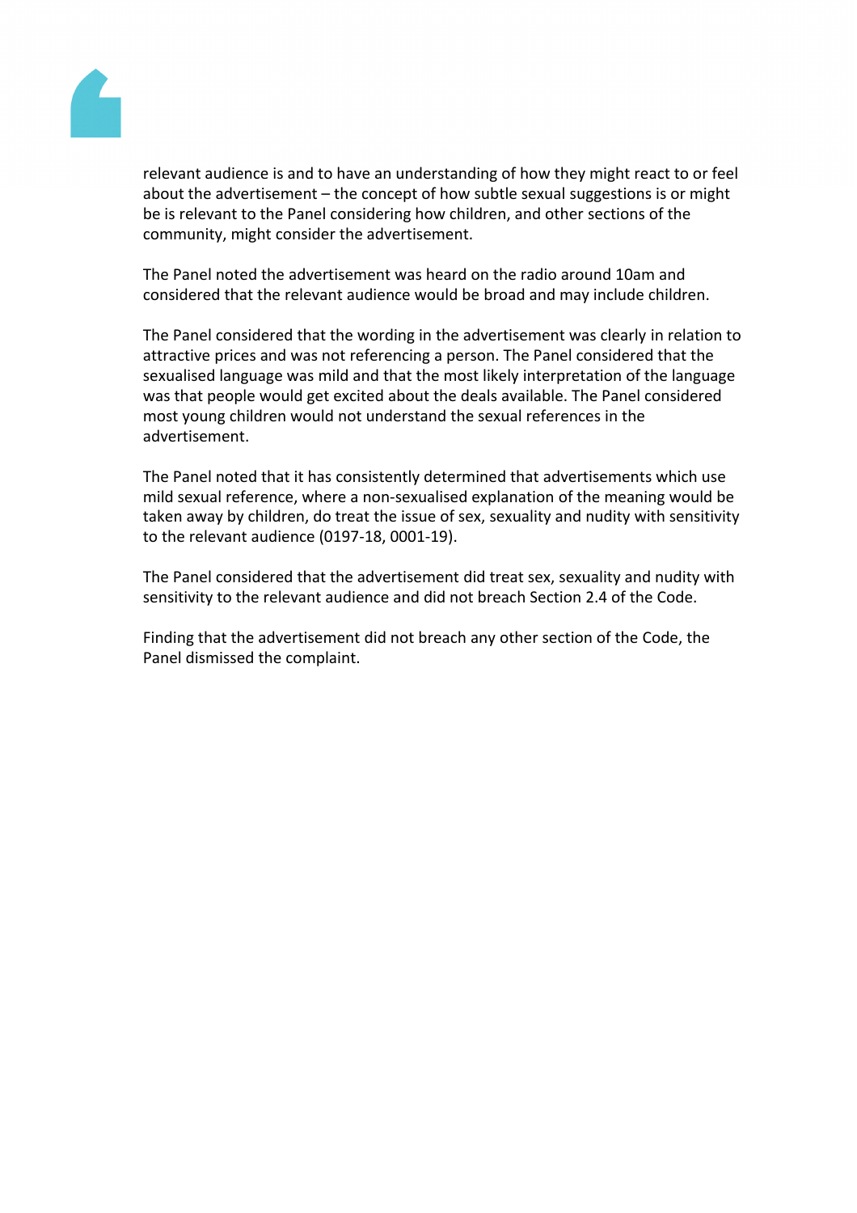relevant audience is and to have an understanding of how they might react to or feel about the advertisement – the concept of how subtle sexual suggestions is or might be is relevant to the Panel considering how children, and other sections of the community, might consider the advertisement.

The Panel noted the advertisement was heard on the radio around 10am and considered that the relevant audience would be broad and may include children.

The Panel considered that the wording in the advertisement was clearly in relation to attractive prices and was not referencing a person. The Panel considered that the sexualised language was mild and that the most likely interpretation of the language was that people would get excited about the deals available. The Panel considered most young children would not understand the sexual references in the advertisement.

The Panel noted that it has consistently determined that advertisements which use mild sexual reference, where a non-sexualised explanation of the meaning would be taken away by children, do treat the issue of sex, sexuality and nudity with sensitivity to the relevant audience (0197-18, 0001-19).

The Panel considered that the advertisement did treat sex, sexuality and nudity with sensitivity to the relevant audience and did not breach Section 2.4 of the Code.

Finding that the advertisement did not breach any other section of the Code, the Panel dismissed the complaint.